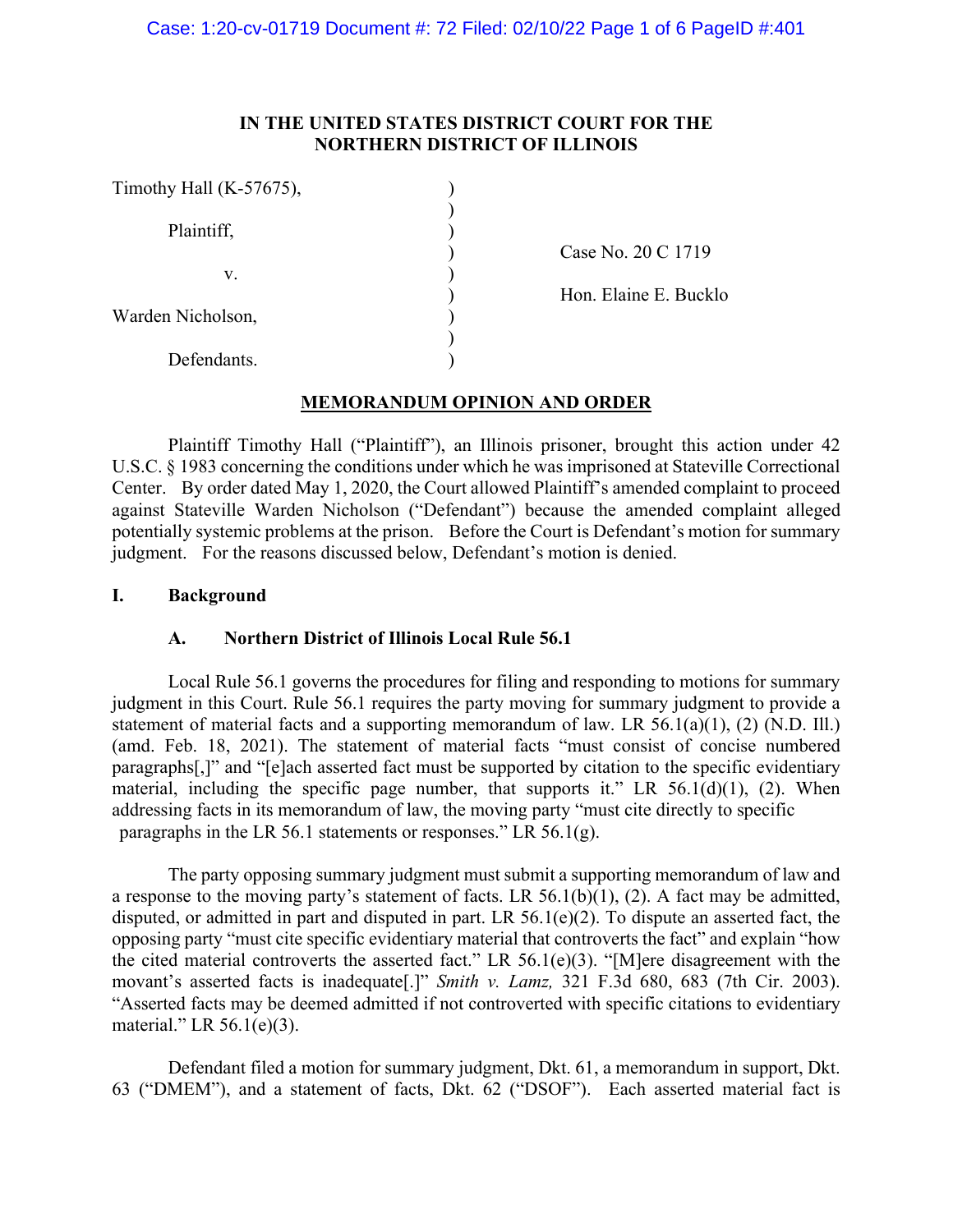# IN THE UNITED STATES DISTRICT COURT FOR THE NORTHERN DISTRICT OF ILLINOIS

| | | |
|---|---|---|
| Timothy Hall (K-57675), | ) | |
| | ) | |
| Plaintiff, | ) | |
| | ) | Case No. 20 C 1719 |
| v. | ) | |
| | ) | Hon. Elaine E. Bucklo |
| Warden Nicholson, | ) | |
| | ) | |
| Defendants. | ) | |

## MEMORANDUM OPINION AND ORDER

Plaintiff Timothy Hall ("Plaintiff"), an Illinois prisoner, brought this action under 42 U.S.C. § 1983 concerning the conditions under which he was imprisoned at Stateville Correctional Center. By order dated May 1, 2020, the Court allowed Plaintiff's amended complaint to proceed against Stateville Warden Nicholson ("Defendant") because the amended complaint alleged potentially systemic problems at the prison. Before the Court is Defendant's motion for summary judgment. For the reasons discussed below, Defendant's motion is denied.

### I. Background

#### A. Northern District of Illinois Local Rule 56.1

Local Rule 56.1 governs the procedures for filing and responding to motions for summary judgment in this Court. Rule 56.1 requires the party moving for summary judgment to provide a statement of material facts and a supporting memorandum of law. LR 56.1(a)(1), (2) (N.D. Ill.) (amd. Feb. 18, 2021). The statement of material facts "must consist of concise numbered paragraphs[,]" and "[e]ach asserted fact must be supported by citation to the specific evidentiary material, including the specific page number, that supports it." LR 56.1(d)(1), (2). When addressing facts in its memorandum of law, the moving party "must cite directly to specific paragraphs in the LR 56.1 statements or responses." LR 56.1(g).

The party opposing summary judgment must submit a supporting memorandum of law and a response to the moving party's statement of facts. LR 56.1(b)(1), (2). A fact may be admitted, disputed, or admitted in part and disputed in part. LR 56.1(e)(2). To dispute an asserted fact, the opposing party "must cite specific evidentiary material that controverts the fact" and explain "how the cited material controverts the asserted fact." LR 56.1(e)(3). "[M]ere disagreement with the movant's asserted facts is inadequate[.]" *Smith v. Lamz,* 321 F.3d 680, 683 (7th Cir. 2003). "Asserted facts may be deemed admitted if not controverted with specific citations to evidentiary material." LR 56.1(e)(3).

Defendant filed a motion for summary judgment, Dkt. 61, a memorandum in support, Dkt. 63 ("DMEM"), and a statement of facts, Dkt. 62 ("DSOF"). Each asserted material fact is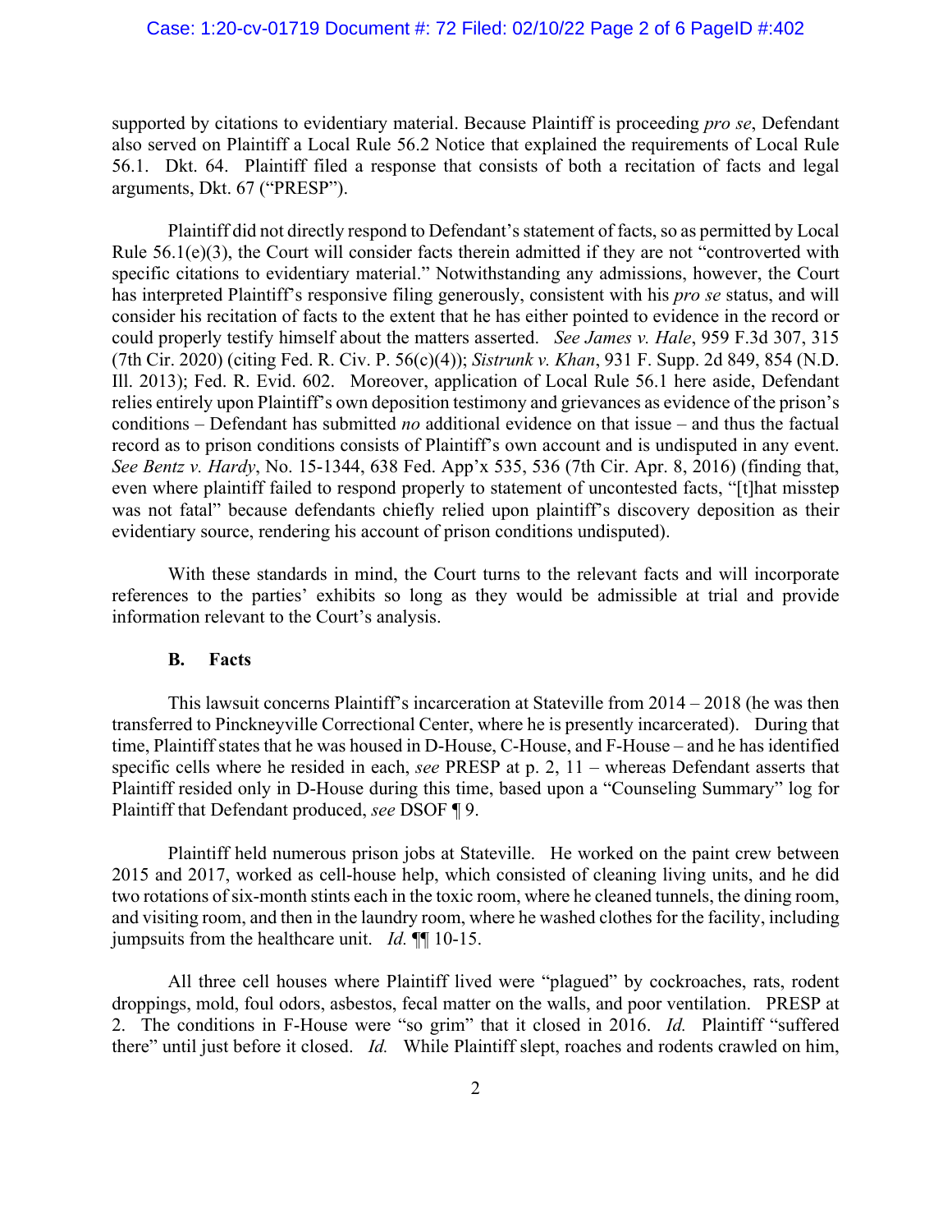supported by citations to evidentiary material. Because Plaintiff is proceeding *pro se*, Defendant also served on Plaintiff a Local Rule 56.2 Notice that explained the requirements of Local Rule 56.1. Dkt. 64. Plaintiff filed a response that consists of both a recitation of facts and legal arguments, Dkt. 67 ("PRESP").

Plaintiff did not directly respond to Defendant's statement of facts, so as permitted by Local Rule 56.1(e)(3), the Court will consider facts therein admitted if they are not "controverted with specific citations to evidentiary material." Notwithstanding any admissions, however, the Court has interpreted Plaintiff's responsive filing generously, consistent with his *pro se* status, and will consider his recitation of facts to the extent that he has either pointed to evidence in the record or could properly testify himself about the matters asserted. *See James v. Hale*, 959 F.3d 307, 315 (7th Cir. 2020) (citing Fed. R. Civ. P. 56(c)(4)); *Sistrunk v. Khan*, 931 F. Supp. 2d 849, 854 (N.D. Ill. 2013); Fed. R. Evid. 602. Moreover, application of Local Rule 56.1 here aside, Defendant relies entirely upon Plaintiff's own deposition testimony and grievances as evidence of the prison's conditions – Defendant has submitted *no* additional evidence on that issue – and thus the factual record as to prison conditions consists of Plaintiff's own account and is undisputed in any event. *See Bentz v. Hardy*, No. 15-1344, 638 Fed. App'x 535, 536 (7th Cir. Apr. 8, 2016) (finding that, even where plaintiff failed to respond properly to statement of uncontested facts, "[t]hat misstep was not fatal" because defendants chiefly relied upon plaintiff's discovery deposition as their evidentiary source, rendering his account of prison conditions undisputed).

With these standards in mind, the Court turns to the relevant facts and will incorporate references to the parties' exhibits so long as they would be admissible at trial and provide information relevant to the Court's analysis.

### B. Facts

This lawsuit concerns Plaintiff's incarceration at Stateville from 2014 – 2018 (he was then transferred to Pinckneyville Correctional Center, where he is presently incarcerated). During that time, Plaintiff states that he was housed in D-House, C-House, and F-House – and he has identified specific cells where he resided in each, *see* PRESP at p. 2, 11 – whereas Defendant asserts that Plaintiff resided only in D-House during this time, based upon a "Counseling Summary" log for Plaintiff that Defendant produced, *see* DSOF ¶ 9.

Plaintiff held numerous prison jobs at Stateville. He worked on the paint crew between 2015 and 2017, worked as cell-house help, which consisted of cleaning living units, and he did two rotations of six-month stints each in the toxic room, where he cleaned tunnels, the dining room, and visiting room, and then in the laundry room, where he washed clothes for the facility, including jumpsuits from the healthcare unit. *Id.* ¶¶ 10-15.

All three cell houses where Plaintiff lived were "plagued" by cockroaches, rats, rodent droppings, mold, foul odors, asbestos, fecal matter on the walls, and poor ventilation. PRESP at 2. The conditions in F-House were "so grim" that it closed in 2016. *Id.* Plaintiff "suffered there" until just before it closed. *Id.* While Plaintiff slept, roaches and rodents crawled on him,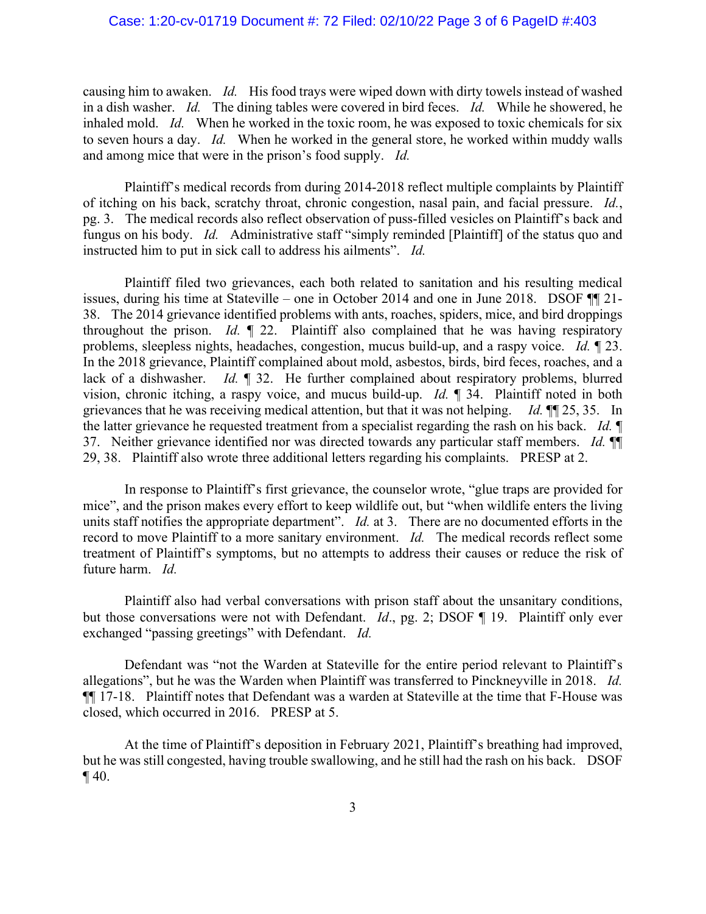causing him to awaken. *Id.* His food trays were wiped down with dirty towels instead of washed in a dish washer. *Id.* The dining tables were covered in bird feces. *Id.* While he showered, he inhaled mold. *Id.* When he worked in the toxic room, he was exposed to toxic chemicals for six to seven hours a day. *Id.* When he worked in the general store, he worked within muddy walls and among mice that were in the prison's food supply. *Id.*

Plaintiff's medical records from during 2014-2018 reflect multiple complaints by Plaintiff of itching on his back, scratchy throat, chronic congestion, nasal pain, and facial pressure. *Id.*, pg. 3. The medical records also reflect observation of puss-filled vesicles on Plaintiff's back and fungus on his body. *Id.* Administrative staff "simply reminded [Plaintiff] of the status quo and instructed him to put in sick call to address his ailments". *Id.*

Plaintiff filed two grievances, each both related to sanitation and his resulting medical issues, during his time at Stateville – one in October 2014 and one in June 2018. DSOF ¶¶ 21-38. The 2014 grievance identified problems with ants, roaches, spiders, mice, and bird droppings throughout the prison. *Id.* ¶ 22. Plaintiff also complained that he was having respiratory problems, sleepless nights, headaches, congestion, mucus build-up, and a raspy voice. *Id.* ¶ 23. In the 2018 grievance, Plaintiff complained about mold, asbestos, birds, bird feces, roaches, and a lack of a dishwasher. *Id.* ¶ 32. He further complained about respiratory problems, blurred vision, chronic itching, a raspy voice, and mucus build-up. *Id.* ¶ 34. Plaintiff noted in both grievances that he was receiving medical attention, but that it was not helping. *Id.* ¶¶ 25, 35. In the latter grievance he requested treatment from a specialist regarding the rash on his back. *Id.* ¶ 37. Neither grievance identified nor was directed towards any particular staff members. *Id.* ¶¶ 29, 38. Plaintiff also wrote three additional letters regarding his complaints. PRESP at 2.

In response to Plaintiff's first grievance, the counselor wrote, "glue traps are provided for mice", and the prison makes every effort to keep wildlife out, but "when wildlife enters the living units staff notifies the appropriate department". *Id.* at 3. There are no documented efforts in the record to move Plaintiff to a more sanitary environment. *Id.* The medical records reflect some treatment of Plaintiff's symptoms, but no attempts to address their causes or reduce the risk of future harm. *Id.*

Plaintiff also had verbal conversations with prison staff about the unsanitary conditions, but those conversations were not with Defendant. *Id*., pg. 2; DSOF ¶ 19. Plaintiff only ever exchanged "passing greetings" with Defendant. *Id.*

Defendant was "not the Warden at Stateville for the entire period relevant to Plaintiff's allegations", but he was the Warden when Plaintiff was transferred to Pinckneyville in 2018. *Id.* ¶¶ 17-18. Plaintiff notes that Defendant was a warden at Stateville at the time that F-House was closed, which occurred in 2016. PRESP at 5.

At the time of Plaintiff's deposition in February 2021, Plaintiff's breathing had improved, but he was still congested, having trouble swallowing, and he still had the rash on his back. DSOF ¶ 40.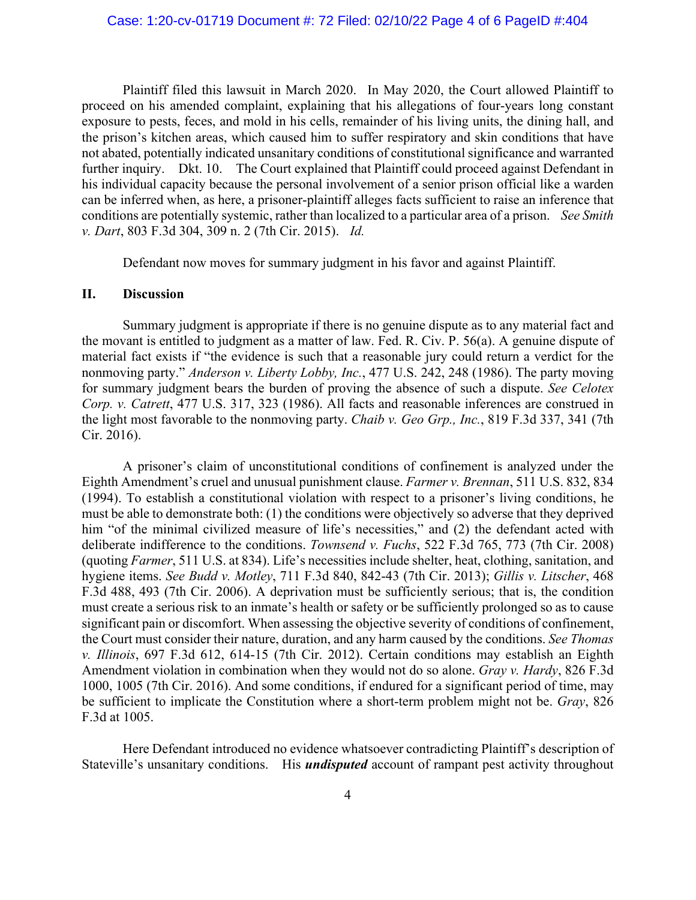Plaintiff filed this lawsuit in March 2020. In May 2020, the Court allowed Plaintiff to proceed on his amended complaint, explaining that his allegations of four-years long constant exposure to pests, feces, and mold in his cells, remainder of his living units, the dining hall, and the prison's kitchen areas, which caused him to suffer respiratory and skin conditions that have not abated, potentially indicated unsanitary conditions of constitutional significance and warranted further inquiry. Dkt. 10. The Court explained that Plaintiff could proceed against Defendant in his individual capacity because the personal involvement of a senior prison official like a warden can be inferred when, as here, a prisoner-plaintiff alleges facts sufficient to raise an inference that conditions are potentially systemic, rather than localized to a particular area of a prison. *See Smith v. Dart*, 803 F.3d 304, 309 n. 2 (7th Cir. 2015). *Id.*

Defendant now moves for summary judgment in his favor and against Plaintiff.

## II. Discussion

Summary judgment is appropriate if there is no genuine dispute as to any material fact and the movant is entitled to judgment as a matter of law. Fed. R. Civ. P. 56(a). A genuine dispute of material fact exists if "the evidence is such that a reasonable jury could return a verdict for the nonmoving party." *Anderson v. Liberty Lobby, Inc.*, 477 U.S. 242, 248 (1986). The party moving for summary judgment bears the burden of proving the absence of such a dispute. *See Celotex Corp. v. Catrett*, 477 U.S. 317, 323 (1986). All facts and reasonable inferences are construed in the light most favorable to the nonmoving party. *Chaib v. Geo Grp., Inc.*, 819 F.3d 337, 341 (7th Cir. 2016).

A prisoner's claim of unconstitutional conditions of confinement is analyzed under the Eighth Amendment's cruel and unusual punishment clause. *Farmer v. Brennan*, 511 U.S. 832, 834 (1994). To establish a constitutional violation with respect to a prisoner's living conditions, he must be able to demonstrate both: (1) the conditions were objectively so adverse that they deprived him "of the minimal civilized measure of life's necessities," and (2) the defendant acted with deliberate indifference to the conditions. *Townsend v. Fuchs*, 522 F.3d 765, 773 (7th Cir. 2008) (quoting *Farmer*, 511 U.S. at 834). Life's necessities include shelter, heat, clothing, sanitation, and hygiene items. *See Budd v. Motley*, 711 F.3d 840, 842-43 (7th Cir. 2013); *Gillis v. Litscher*, 468 F.3d 488, 493 (7th Cir. 2006). A deprivation must be sufficiently serious; that is, the condition must create a serious risk to an inmate's health or safety or be sufficiently prolonged so as to cause significant pain or discomfort. When assessing the objective severity of conditions of confinement, the Court must consider their nature, duration, and any harm caused by the conditions. *See Thomas v. Illinois*, 697 F.3d 612, 614-15 (7th Cir. 2012). Certain conditions may establish an Eighth Amendment violation in combination when they would not do so alone. *Gray v. Hardy*, 826 F.3d 1000, 1005 (7th Cir. 2016). And some conditions, if endured for a significant period of time, may be sufficient to implicate the Constitution where a short-term problem might not be. *Gray*, 826 F.3d at 1005.

Here Defendant introduced no evidence whatsoever contradicting Plaintiff's description of Stateville's unsanitary conditions. His ***undisputed*** account of rampant pest activity throughout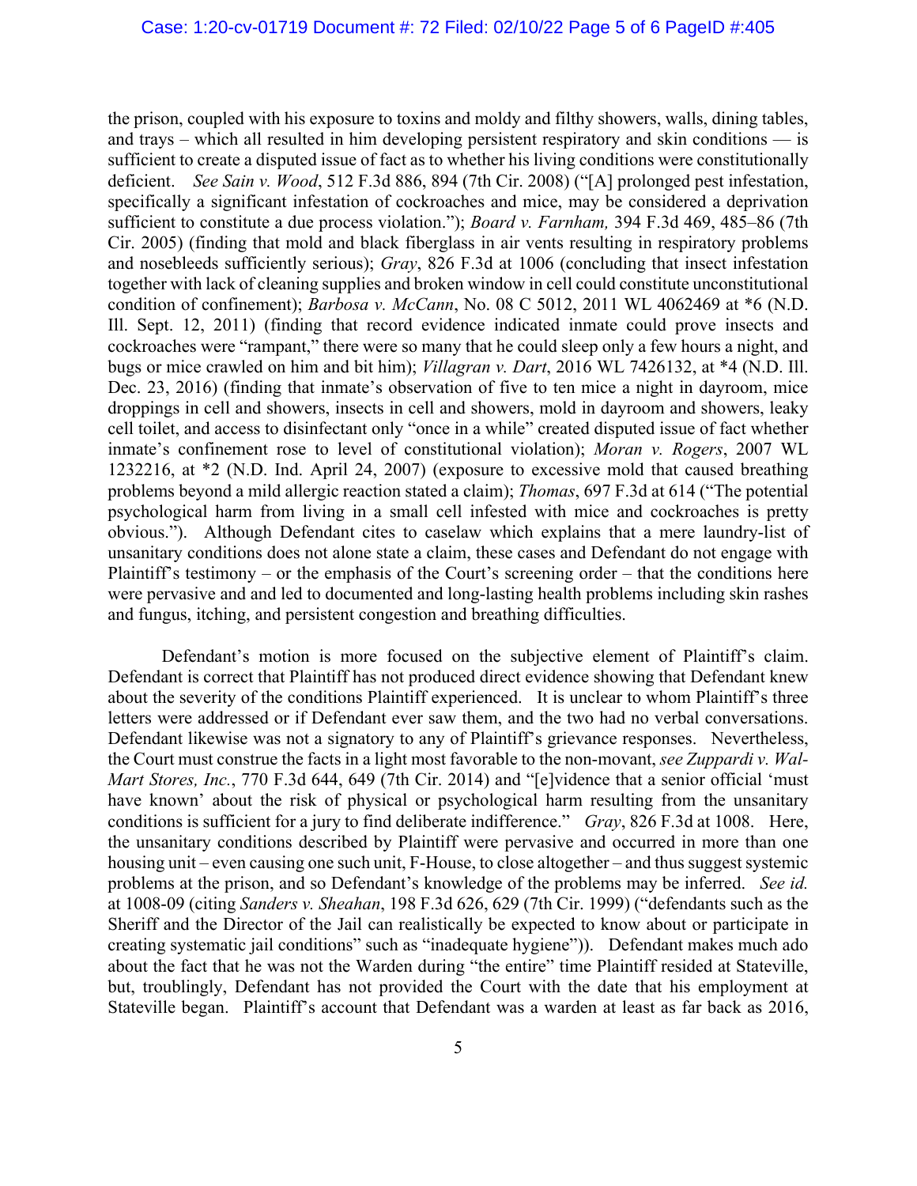the prison, coupled with his exposure to toxins and moldy and filthy showers, walls, dining tables, and trays – which all resulted in him developing persistent respiratory and skin conditions — is sufficient to create a disputed issue of fact as to whether his living conditions were constitutionally deficient. *See Sain v. Wood*, 512 F.3d 886, 894 (7th Cir. 2008) ("[A] prolonged pest infestation, specifically a significant infestation of cockroaches and mice, may be considered a deprivation sufficient to constitute a due process violation."); *Board v. Farnham,* 394 F.3d 469, 485–86 (7th Cir. 2005) (finding that mold and black fiberglass in air vents resulting in respiratory problems and nosebleeds sufficiently serious); *Gray*, 826 F.3d at 1006 (concluding that insect infestation together with lack of cleaning supplies and broken window in cell could constitute unconstitutional condition of confinement); *Barbosa v. McCann*, No. 08 C 5012, 2011 WL 4062469 at *6 (N.D. Ill. Sept. 12, 2011) (finding that record evidence indicated inmate could prove insects and cockroaches were "rampant," there were so many that he could sleep only a few hours a night, and bugs or mice crawled on him and bit him); *Villagran v. Dart*, 2016 WL 7426132, at *4 (N.D. Ill. Dec. 23, 2016) (finding that inmate's observation of five to ten mice a night in dayroom, mice droppings in cell and showers, insects in cell and showers, mold in dayroom and showers, leaky cell toilet, and access to disinfectant only "once in a while" created disputed issue of fact whether inmate's confinement rose to level of constitutional violation); *Moran v. Rogers*, 2007 WL 1232216, at *2 (N.D. Ind. April 24, 2007) (exposure to excessive mold that caused breathing problems beyond a mild allergic reaction stated a claim); *Thomas*, 697 F.3d at 614 ("The potential psychological harm from living in a small cell infested with mice and cockroaches is pretty obvious."). Although Defendant cites to caselaw which explains that a mere laundry-list of unsanitary conditions does not alone state a claim, these cases and Defendant do not engage with Plaintiff's testimony – or the emphasis of the Court's screening order – that the conditions here were pervasive and and led to documented and long-lasting health problems including skin rashes and fungus, itching, and persistent congestion and breathing difficulties.

Defendant's motion is more focused on the subjective element of Plaintiff's claim. Defendant is correct that Plaintiff has not produced direct evidence showing that Defendant knew about the severity of the conditions Plaintiff experienced. It is unclear to whom Plaintiff's three letters were addressed or if Defendant ever saw them, and the two had no verbal conversations. Defendant likewise was not a signatory to any of Plaintiff's grievance responses. Nevertheless, the Court must construe the facts in a light most favorable to the non-movant, *see Zuppardi v. Wal-Mart Stores, Inc.*, 770 F.3d 644, 649 (7th Cir. 2014) and "[e]vidence that a senior official 'must have known' about the risk of physical or psychological harm resulting from the unsanitary conditions is sufficient for a jury to find deliberate indifference." *Gray*, 826 F.3d at 1008. Here, the unsanitary conditions described by Plaintiff were pervasive and occurred in more than one housing unit – even causing one such unit, F-House, to close altogether – and thus suggest systemic problems at the prison, and so Defendant's knowledge of the problems may be inferred. *See id.* at 1008-09 (citing *Sanders v. Sheahan*, 198 F.3d 626, 629 (7th Cir. 1999) ("defendants such as the Sheriff and the Director of the Jail can realistically be expected to know about or participate in creating systematic jail conditions" such as "inadequate hygiene")). Defendant makes much ado about the fact that he was not the Warden during "the entire" time Plaintiff resided at Stateville, but, troublingly, Defendant has not provided the Court with the date that his employment at Stateville began. Plaintiff's account that Defendant was a warden at least as far back as 2016,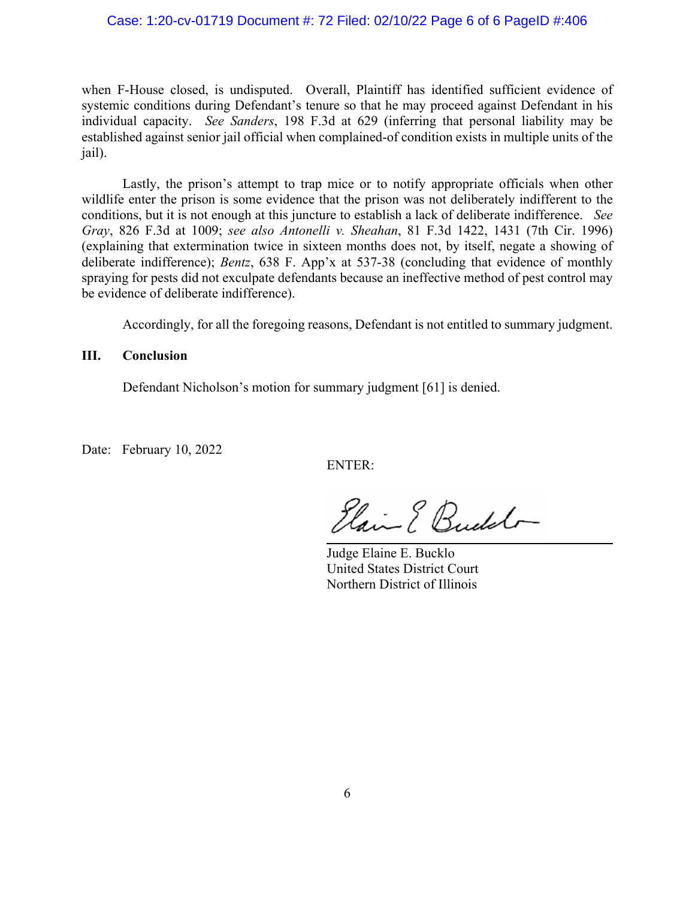when F-House closed, is undisputed. Overall, Plaintiff has identified sufficient evidence of systemic conditions during Defendant's tenure so that he may proceed against Defendant in his individual capacity. *See Sanders*, 198 F.3d at 629 (inferring that personal liability may be established against senior jail official when complained-of condition exists in multiple units of the jail).

Lastly, the prison's attempt to trap mice or to notify appropriate officials when other wildlife enter the prison is some evidence that the prison was not deliberately indifferent to the conditions, but it is not enough at this juncture to establish a lack of deliberate indifference. *See Gray*, 826 F.3d at 1009; *see also Antonelli v. Sheahan*, 81 F.3d 1422, 1431 (7th Cir. 1996) (explaining that extermination twice in sixteen months does not, by itself, negate a showing of deliberate indifference); *Bentz*, 638 F. App'x at 537-38 (concluding that evidence of monthly spraying for pests did not exculpate defendants because an ineffective method of pest control may be evidence of deliberate indifference).

Accordingly, for all the foregoing reasons, Defendant is not entitled to summary judgment.

## III. Conclusion

Defendant Nicholson's motion for summary judgment [61] is denied.

Date: February 10, 2022

ENTER:

Judge Elaine E. Bucklo
United States District Court
Northern District of Illinois